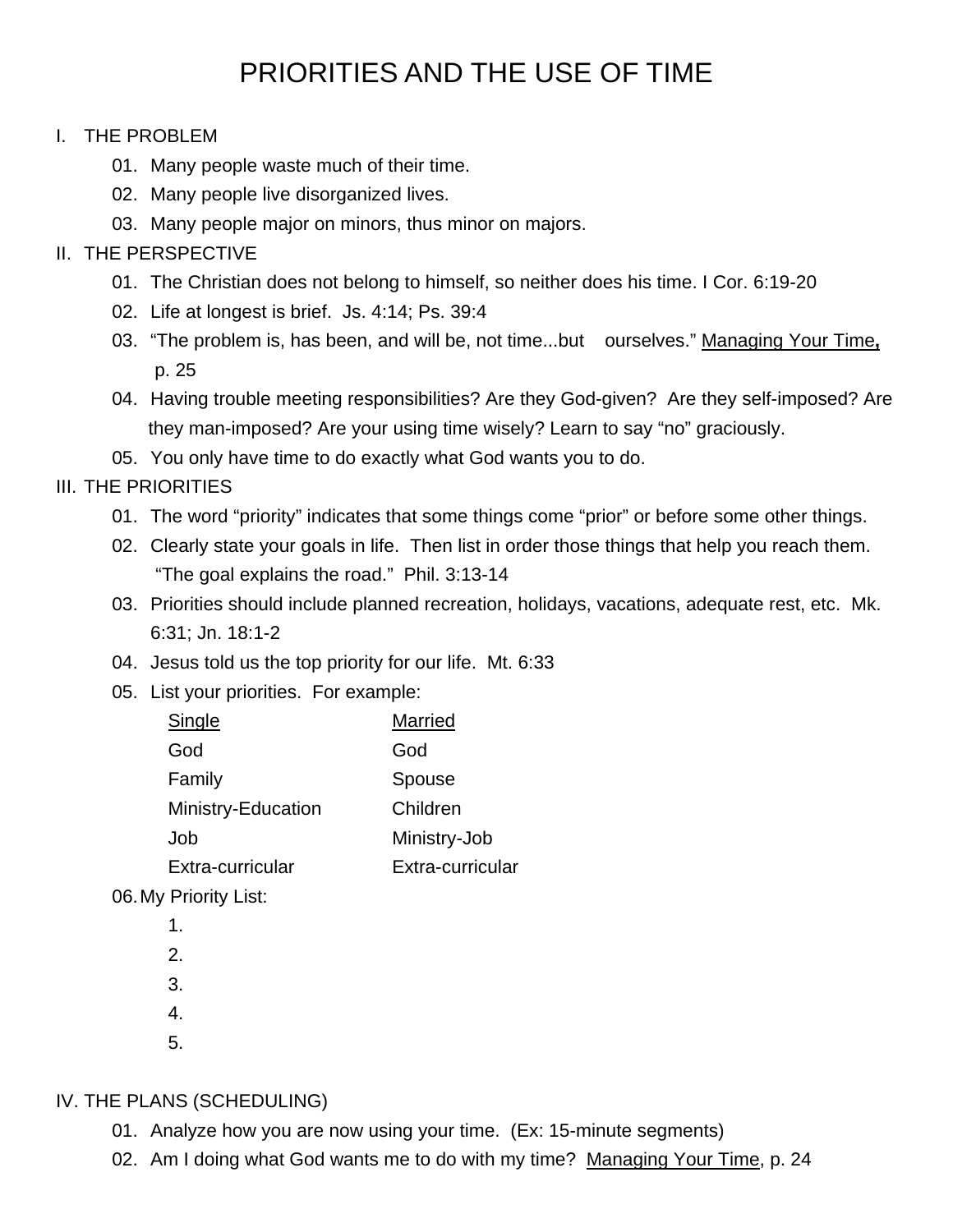# PRIORITIES AND THE USE OF TIME

I. THE PROBLEM

- 01. Many people waste much of their time.
- 02. Many people live disorganized lives.
- 03. Many people major on minors, thus minor on majors.

II. THE PERSPECTIVE

- 01. The Christian does not belong to himself, so neither does his time. I Cor. 6:19-20
- 02. Life at longest is brief. Js. 4:14; Ps. 39:4
- 03. "The problem is, has been, and will be, not time...but ourselves." Managing Your Time, p. 25
- 04. Having trouble meeting responsibilities? Are they God-given? Are they self-imposed? Are they man-imposed? Are your using time wisely? Learn to say "no" graciously.
- 05. You only have time to do exactly what God wants you to do.

III. THE PRIORITIES

- 01. The word "priority" indicates that some things come "prior" or before some other things.
- 02. Clearly state your goals in life. Then list in order those things that help you reach them. "The goal explains the road." Phil. 3:13-14
- 03. Priorities should include planned recreation, holidays, vacations, adequate rest, etc. Mk. 6:31; Jn. 18:1-2
- 04. Jesus told us the top priority for our life. Mt. 6:33
- 05. List your priorities. For example:

| Single | Married |
| --- | --- |
| God | God |
| Family | Spouse |
| Ministry-Education | Children |
| Job | Ministry-Job |
| Extra-curricular | Extra-curricular |

- 06. My Priority List:
  1. 
  2. 
  3. 
  4. 
  5. 

IV. THE PLANS (SCHEDULING)

- 01. Analyze how you are now using your time. (Ex: 15-minute segments)
- 02. Am I doing what God wants me to do with my time? Managing Your Time, p. 24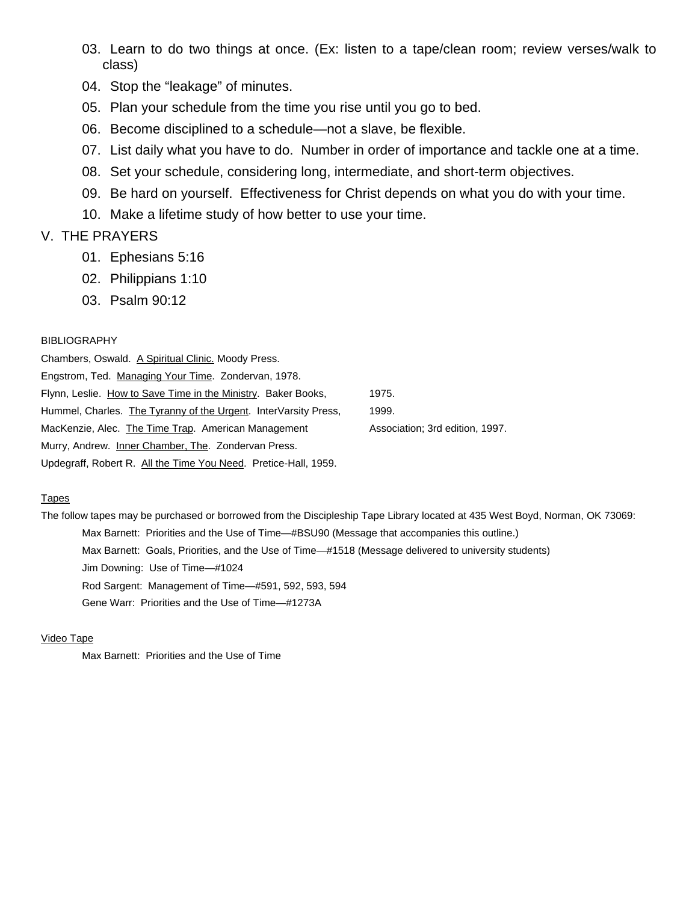03. Learn to do two things at once. (Ex: listen to a tape/clean room; review verses/walk to class)

04. Stop the "leakage" of minutes.

05. Plan your schedule from the time you rise until you go to bed.

06. Become disciplined to a schedule—not a slave, be flexible.

07. List daily what you have to do. Number in order of importance and tackle one at a time.

08. Set your schedule, considering long, intermediate, and short-term objectives.

09. Be hard on yourself. Effectiveness for Christ depends on what you do with your time.

10. Make a lifetime study of how better to use your time.

V. THE PRAYERS

01. Ephesians 5:16

02. Philippians 1:10

03. Psalm 90:12

BIBLIOGRAPHY

Chambers, Oswald. A Spiritual Clinic. Moody Press.
Engstrom, Ted. Managing Your Time. Zondervan, 1978.
Flynn, Leslie. How to Save Time in the Ministry. Baker Books, 1975.
Hummel, Charles. The Tyranny of the Urgent. InterVarsity Press, 1999.
MacKenzie, Alec. The Time Trap. American Management Association; 3rd edition, 1997.
Murry, Andrew. Inner Chamber, The. Zondervan Press.
Updegraff, Robert R. All the Time You Need. Pretice-Hall, 1959.

Tapes

The follow tapes may be purchased or borrowed from the Discipleship Tape Library located at 435 West Boyd, Norman, OK 73069:

Max Barnett: Priorities and the Use of Time—#BSU90 (Message that accompanies this outline.)
Max Barnett: Goals, Priorities, and the Use of Time—#1518 (Message delivered to university students)
Jim Downing: Use of Time—#1024
Rod Sargent: Management of Time—#591, 592, 593, 594
Gene Warr: Priorities and the Use of Time—#1273A

Video Tape

Max Barnett: Priorities and the Use of Time